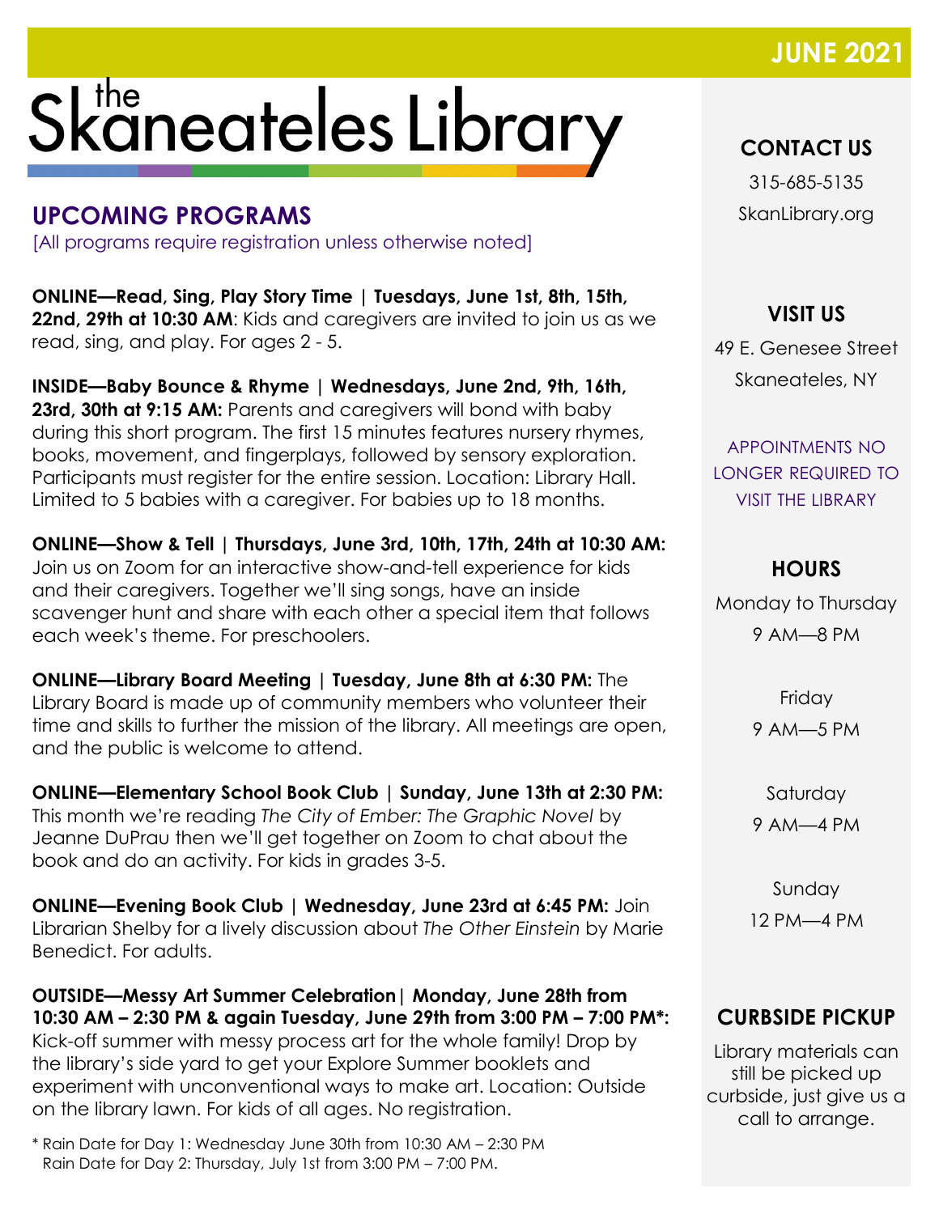**JUNE 2021**

# the Skaneateles Library

## UPCOMING PROGRAMS

[All programs require registration unless otherwise noted]

**ONLINE—Read, Sing, Play Story Time | Tuesdays, June 1st, 8th, 15th, 22nd, 29th at 10:30 AM**: Kids and caregivers are invited to join us as we read, sing, and play. For ages 2 - 5.

**INSIDE—Baby Bounce & Rhyme | Wednesdays, June 2nd, 9th, 16th, 23rd, 30th at 9:15 AM:** Parents and caregivers will bond with baby during this short program. The first 15 minutes features nursery rhymes, books, movement, and fingerplays, followed by sensory exploration. Participants must register for the entire session. Location: Library Hall. Limited to 5 babies with a caregiver. For babies up to 18 months.

**ONLINE—Show & Tell | Thursdays, June 3rd, 10th, 17th, 24th at 10:30 AM:** Join us on Zoom for an interactive show-and-tell experience for kids and their caregivers. Together we'll sing songs, have an inside scavenger hunt and share with each other a special item that follows each week's theme. For preschoolers.

**ONLINE—Library Board Meeting | Tuesday, June 8th at 6:30 PM:** The Library Board is made up of community members who volunteer their time and skills to further the mission of the library. All meetings are open, and the public is welcome to attend.

**ONLINE—Elementary School Book Club | Sunday, June 13th at 2:30 PM:** This month we're reading *The City of Ember: The Graphic Novel* by Jeanne DuPrau then we'll get together on Zoom to chat about the book and do an activity. For kids in grades 3-5.

**ONLINE—Evening Book Club | Wednesday, June 23rd at 6:45 PM:** Join Librarian Shelby for a lively discussion about *The Other Einstein* by Marie Benedict. For adults.

**OUTSIDE—Messy Art Summer Celebration| Monday, June 28th from 10:30 AM – 2:30 PM & again Tuesday, June 29th from 3:00 PM – 7:00 PM*:** Kick-off summer with messy process art for the whole family! Drop by the library's side yard to get your Explore Summer booklets and experiment with unconventional ways to make art. Location: Outside on the library lawn. For kids of all ages. No registration.

\* Rain Date for Day 1: Wednesday June 30th from 10:30 AM – 2:30 PM
Rain Date for Day 2: Thursday, July 1st from 3:00 PM – 7:00 PM.

### CONTACT US

315-685-5135

SkanLibrary.org

### VISIT US

49 E. Genesee Street

Skaneateles, NY

APPOINTMENTS NO LONGER REQUIRED TO VISIT THE LIBRARY

### HOURS

Monday to Thursday
9 AM—8 PM

Friday
9 AM—5 PM

Saturday
9 AM—4 PM

Sunday
12 PM—4 PM

### CURBSIDE PICKUP

Library materials can still be picked up curbside, just give us a call to arrange.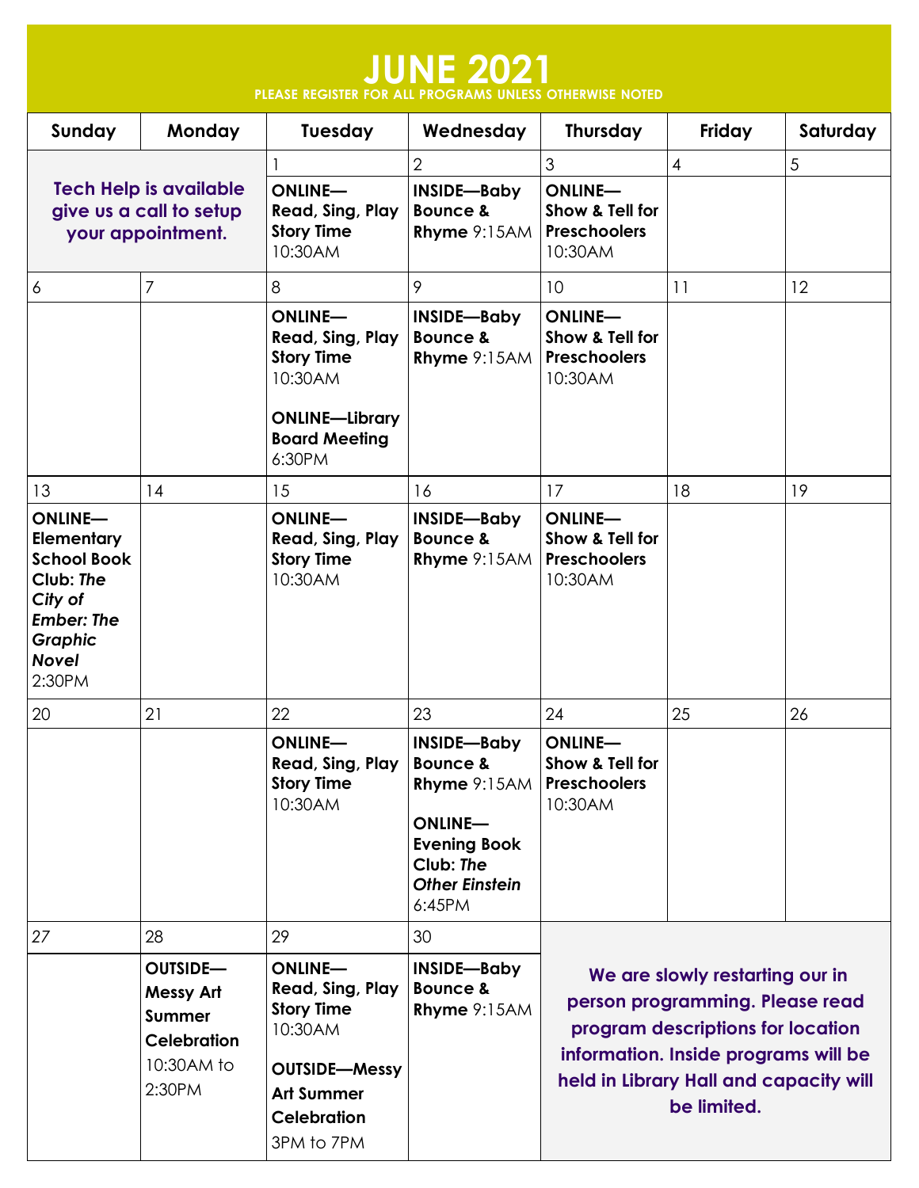# JUNE 2021

PLEASE REGISTER FOR ALL PROGRAMS UNLESS OTHERWISE NOTED

| Sunday | Monday | Tuesday | Wednesday | Thursday | Friday | Saturday |
|---|---|---|---|---|---|---|
| **Tech Help is available give us a call to setup your appointment.** | | 1<br>**ONLINE—Read, Sing, Play Story Time** 10:30AM | 2<br>**INSIDE—Baby Bounce & Rhyme** 9:15AM | 3<br>**ONLINE—Show & Tell for Preschoolers** 10:30AM | 4 | 5 |
| 6 | 7 | 8<br>**ONLINE—Read, Sing, Play Story Time** 10:30AM<br>**ONLINE—Library Board Meeting** 6:30PM | 9<br>**INSIDE—Baby Bounce & Rhyme** 9:15AM | 10<br>**ONLINE—Show & Tell for Preschoolers** 10:30AM | 11 | 12 |
| 13<br>**ONLINE—Elementary School Book Club: *The City of Ember: The Graphic Novel*** 2:30PM | 14 | 15<br>**ONLINE—Read, Sing, Play Story Time** 10:30AM | 16<br>**INSIDE—Baby Bounce & Rhyme** 9:15AM | 17<br>**ONLINE—Show & Tell for Preschoolers** 10:30AM | 18 | 19 |
| 20 | 21 | 22<br>**ONLINE—Read, Sing, Play Story Time** 10:30AM | 23<br>**INSIDE—Baby Bounce & Rhyme** 9:15AM<br>**ONLINE—Evening Book Club: *The Other Einstein*** 6:45PM | 24<br>**ONLINE—Show & Tell for Preschoolers** 10:30AM | 25 | 26 |
| 27 | 28<br>**OUTSIDE—Messy Art Summer Celebration** 10:30AM to 2:30PM | 29<br>**ONLINE—Read, Sing, Play Story Time** 10:30AM<br>**OUTSIDE—Messy Art Summer Celebration** 3PM to 7PM | 30<br>**INSIDE—Baby Bounce & Rhyme** 9:15AM | **We are slowly restarting our in person programming. Please read program descriptions for location information. Inside programs will be held in Library Hall and capacity will be limited.** | | |